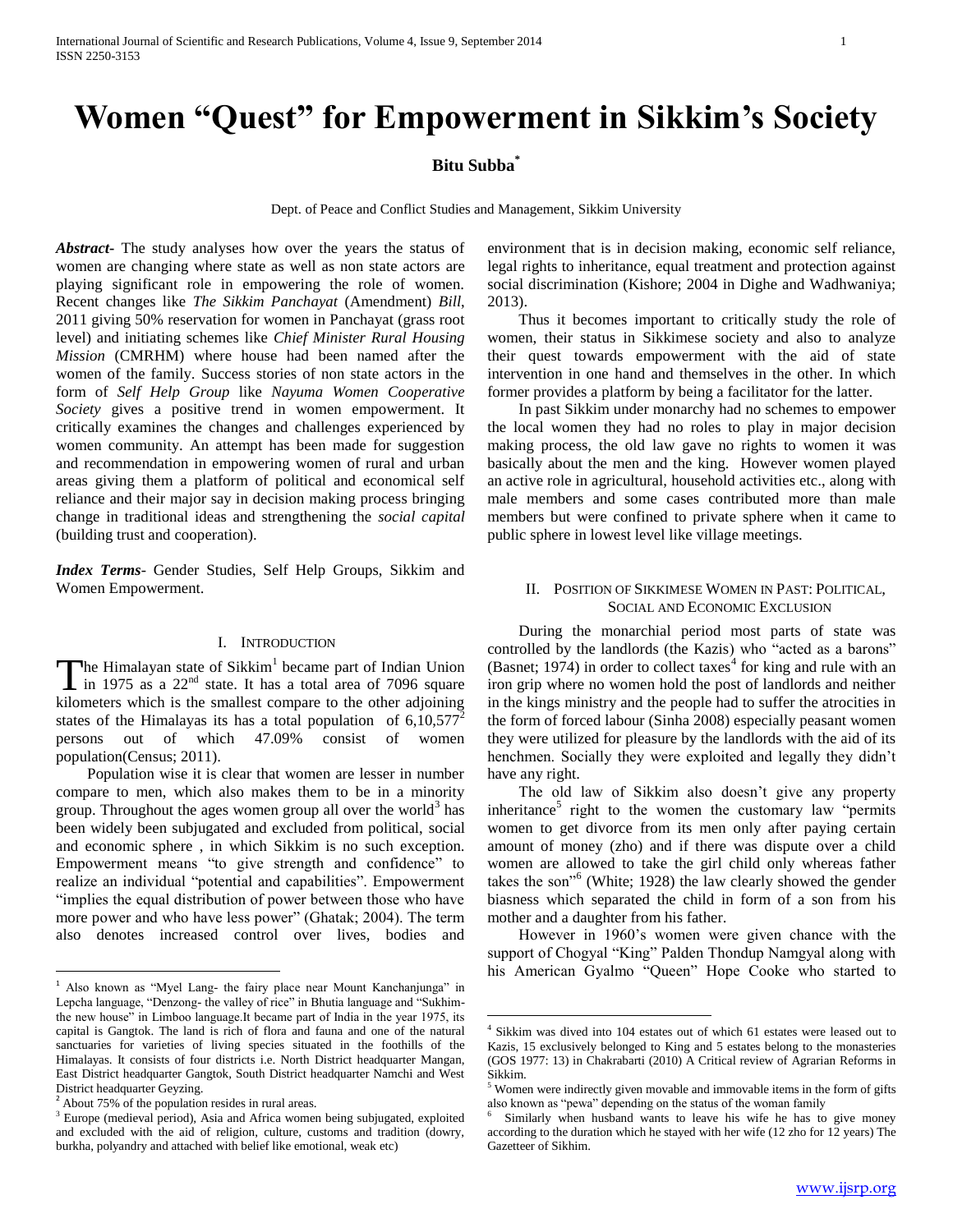# Women "Quest" for Empowerment in Sikkim's Society

**Bitu Subba***

Dept. of Peace and Conflict Studies and Management, Sikkim University

***Abstract***- The study analyses how over the years the status of women are changing where state as well as non state actors are playing significant role in empowering the role of women. Recent changes like *The Sikkim Panchayat* (Amendment) *Bill*, 2011 giving 50% reservation for women in Panchayat (grass root level) and initiating schemes like *Chief Minister Rural Housing Mission* (CMRHM) where house had been named after the women of the family. Success stories of non state actors in the form of *Self Help Group* like *Nayuma Women Cooperative Society* gives a positive trend in women empowerment. It critically examines the changes and challenges experienced by women community. An attempt has been made for suggestion and recommendation in empowering women of rural and urban areas giving them a platform of political and economical self reliance and their major say in decision making process bringing change in traditional ideas and strengthening the *social capital* (building trust and cooperation).

***Index Terms***- Gender Studies, Self Help Groups, Sikkim and Women Empowerment.

## I. Introduction

The Himalayan state of Sikkim[1] became part of Indian Union in 1975 as a 22nd state. It has a total area of 7096 square kilometers which is the smallest compare to the other adjoining states of the Himalayas its has a total population of 6,10,577[2] persons out of which 47.09% consist of women population(Census; 2011).

Population wise it is clear that women are lesser in number compare to men, which also makes them to be in a minority group. Throughout the ages women group all over the world[3] has been widely been subjugated and excluded from political, social and economic sphere , in which Sikkim is no such exception. Empowerment means "to give strength and confidence" to realize an individual "potential and capabilities". Empowerment "implies the equal distribution of power between those who have more power and who have less power" (Ghatak; 2004). The term also denotes increased control over lives, bodies and environment that is in decision making, economic self reliance, legal rights to inheritance, equal treatment and protection against social discrimination (Kishore; 2004 in Dighe and Wadhwaniya; 2013).

Thus it becomes important to critically study the role of women, their status in Sikkimese society and also to analyze their quest towards empowerment with the aid of state intervention in one hand and themselves in the other. In which former provides a platform by being a facilitator for the latter.

In past Sikkim under monarchy had no schemes to empower the local women they had no roles to play in major decision making process, the old law gave no rights to women it was basically about the men and the king. However women played an active role in agricultural, household activities etc., along with male members and some cases contributed more than male members but were confined to private sphere when it came to public sphere in lowest level like village meetings.

## II. Position of Sikkimese Women in Past: Political, Social and Economic Exclusion

During the monarchial period most parts of state was controlled by the landlords (the Kazis) who "acted as a barons" (Basnet; 1974) in order to collect taxes[4] for king and rule with an iron grip where no women hold the post of landlords and neither in the kings ministry and the people had to suffer the atrocities in the form of forced labour (Sinha 2008) especially peasant women they were utilized for pleasure by the landlords with the aid of its henchmen. Socially they were exploited and legally they didn't have any right.

The old law of Sikkim also doesn't give any property inheritance[5] right to the women the customary law "permits women to get divorce from its men only after paying certain amount of money (zho) and if there was dispute over a child women are allowed to take the girl child only whereas father takes the son"[6] (White; 1928) the law clearly showed the gender biasness which separated the child in form of a son from his mother and a daughter from his father.

However in 1960's women were given chance with the support of Chogyal "King" Palden Thondup Namgyal along with his American Gyalmo "Queen" Hope Cooke who started to

---

[1] Also known as "Myel Lang- the fairy place near Mount Kanchanjunga" in Lepcha language, "Denzong- the valley of rice" in Bhutia language and "Sukhim- the new house" in Limboo language.It became part of India in the year 1975, its capital is Gangtok. The land is rich of flora and fauna and one of the natural sanctuaries for varieties of living species situated in the foothills of the Himalayas. It consists of four districts i.e. North District headquarter Mangan, East District headquarter Gangtok, South District headquarter Namchi and West District headquarter Geyzing.

[2] About 75% of the population resides in rural areas.

[3] Europe (medieval period), Asia and Africa women being subjugated, exploited and excluded with the aid of religion, culture, customs and tradition (dowry, burkha, polyandry and attached with belief like emotional, weak etc)

[4] Sikkim was dived into 104 estates out of which 61 estates were leased out to Kazis, 15 exclusively belonged to King and 5 estates belong to the monasteries (GOS 1977: 13) in Chakrabarti (2010) A Critical review of Agrarian Reforms in Sikkim.

[5] Women were indirectly given movable and immovable items in the form of gifts also known as "pewa" depending on the status of the woman family

[6] Similarly when husband wants to leave his wife he has to give money according to the duration which he stayed with her wife (12 zho for 12 years) The Gazetteer of Sikhim.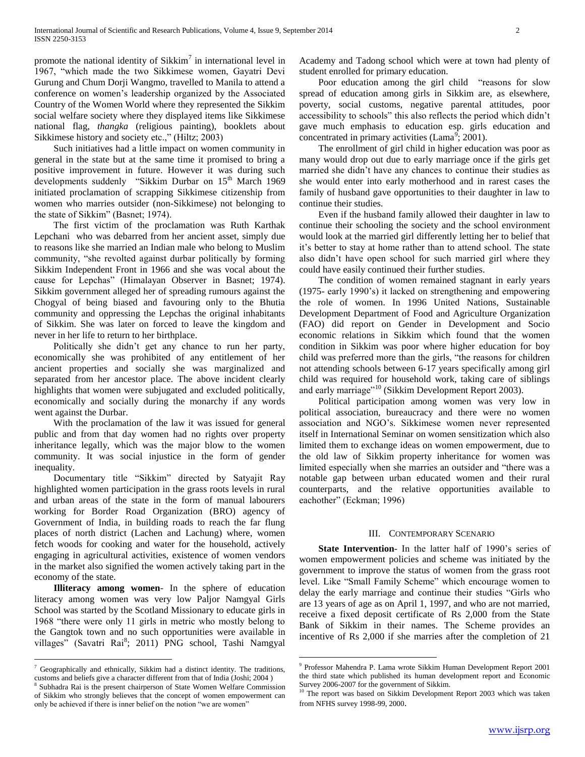promote the national identity of Sikkim[7] in international level in 1967, "which made the two Sikkimese women, Gayatri Devi Gurung and Chum Dorji Wangmo, travelled to Manila to attend a conference on women's leadership organized by the Associated Country of the Women World where they represented the Sikkim social welfare society where they displayed items like Sikkimese national flag, *thangka* (religious painting), booklets about Sikkimese history and society etc.," (Hiltz; 2003)

Such initiatives had a little impact on women community in general in the state but at the same time it promised to bring a positive improvement in future. However it was during such developments suddenly "Sikkim Durbar on 15th March 1969 initiated proclamation of scrapping Sikkimese citizenship from women who marries outsider (non-Sikkimese) not belonging to the state of Sikkim" (Basnet; 1974).

The first victim of the proclamation was Ruth Karthak Lepchani who was debarred from her ancient asset, simply due to reasons like she married an Indian male who belong to Muslim community, "she revolted against durbar politically by forming Sikkim Independent Front in 1966 and she was vocal about the cause for Lepchas" (Himalayan Observer in Basnet; 1974). Sikkim government alleged her of spreading rumours against the Chogyal of being biased and favouring only to the Bhutia community and oppressing the Lepchas the original inhabitants of Sikkim. She was later on forced to leave the kingdom and never in her life to return to her birthplace.

Politically she didn't get any chance to run her party, economically she was prohibited of any entitlement of her ancient properties and socially she was marginalized and separated from her ancestor place. The above incident clearly highlights that women were subjugated and excluded politically, economically and socially during the monarchy if any words went against the Durbar.

With the proclamation of the law it was issued for general public and from that day women had no rights over property inheritance legally, which was the major blow to the women community. It was social injustice in the form of gender inequality.

Documentary title "Sikkim" directed by Satyajit Ray highlighted women participation in the grass roots levels in rural and urban areas of the state in the form of manual labourers working for Border Road Organization (BRO) agency of Government of India, in building roads to reach the far flung places of north district (Lachen and Lachung) where, women fetch woods for cooking and water for the household, actively engaging in agricultural activities, existence of women vendors in the market also signified the women actively taking part in the economy of the state.

**Illiteracy among women**- In the sphere of education literacy among women was very low Paljor Namgyal Girls School was started by the Scotland Missionary to educate girls in 1968 "there were only 11 girls in metric who mostly belong to the Gangtok town and no such opportunities were available in villages" (Savatri Rai[8]; 2011) PNG school, Tashi Namgyal Academy and Tadong school which were at town had plenty of student enrolled for primary education.

Poor education among the girl child "reasons for slow spread of education among girls in Sikkim are, as elsewhere, poverty, social customs, negative parental attitudes, poor accessibility to schools" this also reflects the period which didn't gave much emphasis to education esp. girls education and concentrated in primary activities (Lama[9]; 2001).

The enrollment of girl child in higher education was poor as many would drop out due to early marriage once if the girls get married she didn't have any chances to continue their studies as she would enter into early motherhood and in rarest cases the family of husband gave opportunities to their daughter in law to continue their studies.

Even if the husband family allowed their daughter in law to continue their schooling the society and the school environment would look at the married girl differently letting her to belief that it's better to stay at home rather than to attend school. The state also didn't have open school for such married girl where they could have easily continued their further studies.

The condition of women remained stagnant in early years (1975- early 1990's) it lacked on strengthening and empowering the role of women. In 1996 United Nations, Sustainable Development Department of Food and Agriculture Organization (FAO) did report on Gender in Development and Socio economic relations in Sikkim which found that the women condition in Sikkim was poor where higher education for boy child was preferred more than the girls, "the reasons for children not attending schools between 6-17 years specifically among girl child was required for household work, taking care of siblings and early marriage"[10] (Sikkim Development Report 2003).

Political participation among women was very low in political association, bureaucracy and there were no women association and NGO's. Sikkimese women never represented itself in International Seminar on women sensitization which also limited them to exchange ideas on women empowerment, due to the old law of Sikkim property inheritance for women was limited especially when she marries an outsider and "there was a notable gap between urban educated women and their rural counterparts, and the relative opportunities available to eachother" (Eckman; 1996)

## III. Contemporary Scenario

**State Intervention**- In the latter half of 1990's series of women empowerment policies and scheme was initiated by the government to improve the status of women from the grass root level. Like "Small Family Scheme" which encourage women to delay the early marriage and continue their studies "Girls who are 13 years of age as on April 1, 1997, and who are not married, receive a fixed deposit certificate of Rs 2,000 from the State Bank of Sikkim in their names. The Scheme provides an incentive of Rs 2,000 if she marries after the completion of 21

---

[7] Geographically and ethnically, Sikkim had a distinct identity. The traditions, customs and beliefs give a character different from that of India (Joshi; 2004 )

[8] Subhadra Rai is the present chairperson of State Women Welfare Commission of Sikkim who strongly believes that the concept of women empowerment can only be achieved if there is inner belief on the notion "we are women"

[9] Professor Mahendra P. Lama wrote Sikkim Human Development Report 2001 the third state which published its human development report and Economic Survey 2006-2007 for the government of Sikkim.

[10] The report was based on Sikkim Development Report 2003 which was taken from NFHS survey 1998-99, 2000.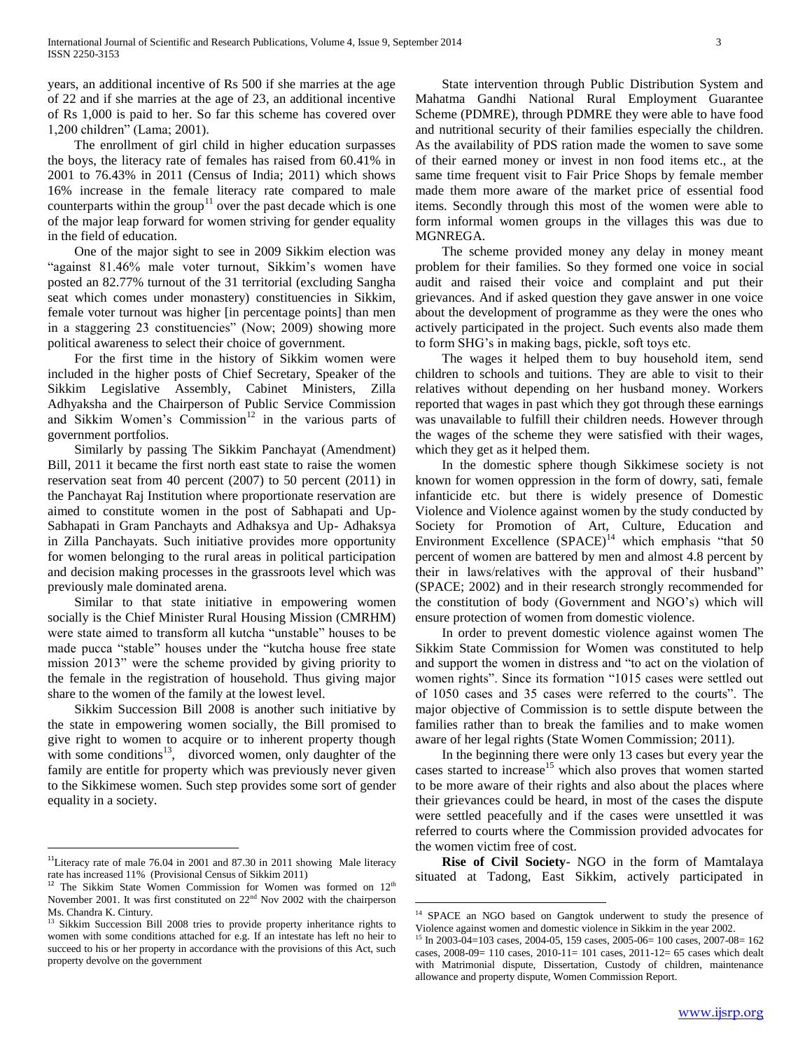years, an additional incentive of Rs 500 if she marries at the age of 22 and if she marries at the age of 23, an additional incentive of Rs 1,000 is paid to her. So far this scheme has covered over 1,200 children" (Lama; 2001).

The enrollment of girl child in higher education surpasses the boys, the literacy rate of females has raised from 60.41% in 2001 to 76.43% in 2011 (Census of India; 2011) which shows 16% increase in the female literacy rate compared to male counterparts within the group[11] over the past decade which is one of the major leap forward for women striving for gender equality in the field of education.

One of the major sight to see in 2009 Sikkim election was "against 81.46% male voter turnout, Sikkim's women have posted an 82.77% turnout of the 31 territorial (excluding Sangha seat which comes under monastery) constituencies in Sikkim, female voter turnout was higher [in percentage points] than men in a staggering 23 constituencies" (Now; 2009) showing more political awareness to select their choice of government.

For the first time in the history of Sikkim women were included in the higher posts of Chief Secretary, Speaker of the Sikkim Legislative Assembly, Cabinet Ministers, Zilla Adhyaksha and the Chairperson of Public Service Commission and Sikkim Women's Commission[12] in the various parts of government portfolios.

Similarly by passing The Sikkim Panchayat (Amendment) Bill, 2011 it became the first north east state to raise the women reservation seat from 40 percent (2007) to 50 percent (2011) in the Panchayat Raj Institution where proportionate reservation are aimed to constitute women in the post of Sabhapati and Up-Sabhapati in Gram Panchayts and Adhaksya and Up- Adhaksya in Zilla Panchayats. Such initiative provides more opportunity for women belonging to the rural areas in political participation and decision making processes in the grassroots level which was previously male dominated arena.

Similar to that state initiative in empowering women socially is the Chief Minister Rural Housing Mission (CMRHM) were state aimed to transform all kutcha "unstable" houses to be made pucca "stable" houses under the "kutcha house free state mission 2013" were the scheme provided by giving priority to the female in the registration of household. Thus giving major share to the women of the family at the lowest level.

Sikkim Succession Bill 2008 is another such initiative by the state in empowering women socially, the Bill promised to give right to women to acquire or to inherent property though with some conditions[13], divorced women, only daughter of the family are entitle for property which was previously never given to the Sikkimese women. Such step provides some sort of gender equality in a society.

State intervention through Public Distribution System and Mahatma Gandhi National Rural Employment Guarantee Scheme (PDMRE), through PDMRE they were able to have food and nutritional security of their families especially the children. As the availability of PDS ration made the women to save some of their earned money or invest in non food items etc., at the same time frequent visit to Fair Price Shops by female member made them more aware of the market price of essential food items. Secondly through this most of the women were able to form informal women groups in the villages this was due to MGNREGA.

The scheme provided money any delay in money meant problem for their families. So they formed one voice in social audit and raised their voice and complaint and put their grievances. And if asked question they gave answer in one voice about the development of programme as they were the ones who actively participated in the project. Such events also made them to form SHG's in making bags, pickle, soft toys etc.

The wages it helped them to buy household item, send children to schools and tuitions. They are able to visit to their relatives without depending on her husband money. Workers reported that wages in past which they got through these earnings was unavailable to fulfill their children needs. However through the wages of the scheme they were satisfied with their wages, which they get as it helped them.

In the domestic sphere though Sikkimese society is not known for women oppression in the form of dowry, sati, female infanticide etc. but there is widely presence of Domestic Violence and Violence against women by the study conducted by Society for Promotion of Art, Culture, Education and Environment Excellence (SPACE)[14] which emphasis "that 50 percent of women are battered by men and almost 4.8 percent by their in laws/relatives with the approval of their husband" (SPACE; 2002) and in their research strongly recommended for the constitution of body (Government and NGO's) which will ensure protection of women from domestic violence.

In order to prevent domestic violence against women The Sikkim State Commission for Women was constituted to help and support the women in distress and "to act on the violation of women rights". Since its formation "1015 cases were settled out of 1050 cases and 35 cases were referred to the courts". The major objective of Commission is to settle dispute between the families rather than to break the families and to make women aware of her legal rights (State Women Commission; 2011).

In the beginning there were only 13 cases but every year the cases started to increase[15] which also proves that women started to be more aware of their rights and also about the places where their grievances could be heard, in most of the cases the dispute were settled peacefully and if the cases were unsettled it was referred to courts where the Commission provided advocates for the women victim free of cost.

**Rise of Civil Society**- NGO in the form of Mamtalaya situated at Tadong, East Sikkim, actively participated in

[11] Literacy rate of male 76.04 in 2001 and 87.30 in 2011 showing Male literacy rate has increased 11% (Provisional Census of Sikkim 2011)

[12] The Sikkim State Women Commission for Women was formed on 12th November 2001. It was first constituted on 22nd Nov 2002 with the chairperson Ms. Chandra K. Cintury.

[13] Sikkim Succession Bill 2008 tries to provide property inheritance rights to women with some conditions attached for e.g. If an intestate has left no heir to succeed to his or her property in accordance with the provisions of this Act, such property devolve on the government

[14] SPACE an NGO based on Gangtok underwent to study the presence of Violence against women and domestic violence in Sikkim in the year 2002.

[15] In 2003-04=103 cases, 2004-05, 159 cases, 2005-06= 100 cases, 2007-08= 162 cases, 2008-09= 110 cases, 2010-11= 101 cases, 2011-12= 65 cases which dealt with Matrimonial dispute, Dissertation, Custody of children, maintenance allowance and property dispute, Women Commission Report.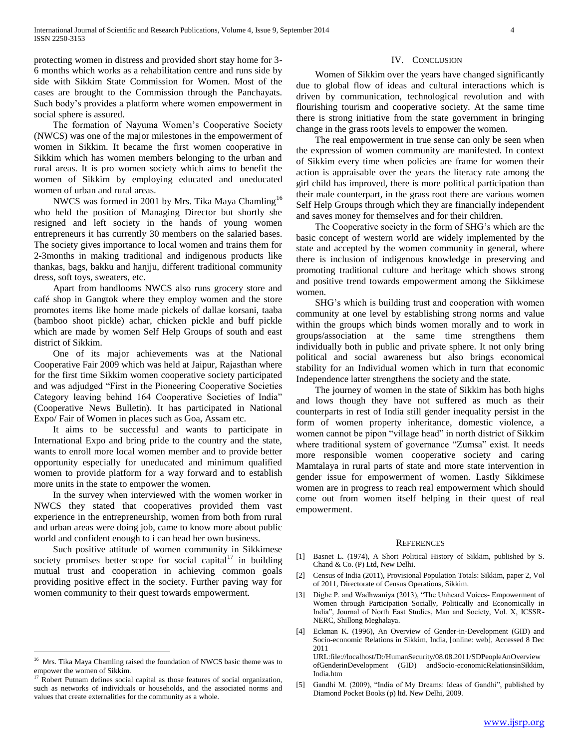protecting women in distress and provided short stay home for 3-6 months which works as a rehabilitation centre and runs side by side with Sikkim State Commission for Women. Most of the cases are brought to the Commission through the Panchayats. Such body's provides a platform where women empowerment in social sphere is assured.

The formation of Nayuma Women's Cooperative Society (NWCS) was one of the major milestones in the empowerment of women in Sikkim. It became the first women cooperative in Sikkim which has women members belonging to the urban and rural areas. It is pro women society which aims to benefit the women of Sikkim by employing educated and uneducated women of urban and rural areas.

NWCS was formed in 2001 by Mrs. Tika Maya Chamling[16] who held the position of Managing Director but shortly she resigned and left society in the hands of young women entrepreneurs it has currently 30 members on the salaried bases. The society gives importance to local women and trains them for 2-3months in making traditional and indigenous products like thankas, bags, bakku and hanjju, different traditional community dress, soft toys, sweaters, etc.

Apart from handlooms NWCS also runs grocery store and café shop in Gangtok where they employ women and the store promotes items like home made pickels of dallae korsani, taaba (bamboo shoot pickle) achar, chicken pickle and buff pickle which are made by women Self Help Groups of south and east district of Sikkim.

One of its major achievements was at the National Cooperative Fair 2009 which was held at Jaipur, Rajasthan where for the first time Sikkim women cooperative society participated and was adjudged "First in the Pioneering Cooperative Societies Category leaving behind 164 Cooperative Societies of India" (Cooperative News Bulletin). It has participated in National Expo/ Fair of Women in places such as Goa, Assam etc.

It aims to be successful and wants to participate in International Expo and bring pride to the country and the state, wants to enroll more local women member and to provide better opportunity especially for uneducated and minimum qualified women to provide platform for a way forward and to establish more units in the state to empower the women.

In the survey when interviewed with the women worker in NWCS they stated that cooperatives provided them vast experience in the entrepreneurship, women from both from rural and urban areas were doing job, came to know more about public world and confident enough to i can head her own business.

Such positive attitude of women community in Sikkimese society promises better scope for social capital[17] in building mutual trust and cooperation in achieving common goals providing positive effect in the society. Further paving way for women community to their quest towards empowerment.

## IV. Conclusion

Women of Sikkim over the years have changed significantly due to global flow of ideas and cultural interactions which is driven by communication, technological revolution and with flourishing tourism and cooperative society. At the same time there is strong initiative from the state government in bringing change in the grass roots levels to empower the women.

The real empowerment in true sense can only be seen when the expression of women community are manifested. In context of Sikkim every time when policies are frame for women their action is appraisable over the years the literacy rate among the girl child has improved, there is more political participation than their male counterpart, in the grass root there are various women Self Help Groups through which they are financially independent and saves money for themselves and for their children.

The Cooperative society in the form of SHG's which are the basic concept of western world are widely implemented by the state and accepted by the women community in general, where there is inclusion of indigenous knowledge in preserving and promoting traditional culture and heritage which shows strong and positive trend towards empowerment among the Sikkimese women.

SHG's which is building trust and cooperation with women community at one level by establishing strong norms and value within the groups which binds women morally and to work in groups/association at the same time strengthens them individually both in public and private sphere. It not only bring political and social awareness but also brings economical stability for an Individual women which in turn that economic Independence latter strengthens the society and the state.

The journey of women in the state of Sikkim has both highs and lows though they have not suffered as much as their counterparts in rest of India still gender inequality persist in the form of women property inheritance, domestic violence, a women cannot be pipon "village head" in north district of Sikkim where traditional system of governance "Zumsa" exist. It needs more responsible women cooperative society and caring Mamtalaya in rural parts of state and more state intervention in gender issue for empowerment of women. Lastly Sikkimese women are in progress to reach real empowerment which should come out from women itself helping in their quest of real empowerment.

## References

[1] Basnet L. (1974), A Short Political History of Sikkim, published by S. Chand & Co. (P) Ltd, New Delhi.

[2] Census of India (2011), Provisional Population Totals: Sikkim, paper 2, Vol of 2011, Directorate of Census Operations, Sikkim.

[3] Dighe P. and Wadhwaniya (2013), "The Unheard Voices- Empowerment of Women through Participation Socially, Politically and Economically in India", Journal of North East Studies, Man and Society, Vol. X, ICSSR-NERC, Shillong Meghalaya.

[4] Eckman K. (1996), An Overview of Gender-in-Development (GID) and Socio-economic Relations in Sikkim, India, [online: web], Accessed 8 Dec 2011 URL:file://localhost/D:/HumanSecurity/08.08.2011/SDPeopleAnOverviewofGenderinDevelopment (GID) andSocio-economicRelationsinSikkim, India.htm

[5] Gandhi M. (2009), "India of My Dreams: Ideas of Gandhi", published by Diamond Pocket Books (p) ltd. New Delhi, 2009.

---

[16] Mrs. Tika Maya Chamling raised the foundation of NWCS basic theme was to empower the women of Sikkim.

[17] Robert Putnam defines social capital as those features of social organization, such as networks of individuals or households, and the associated norms and values that create externalities for the community as a whole.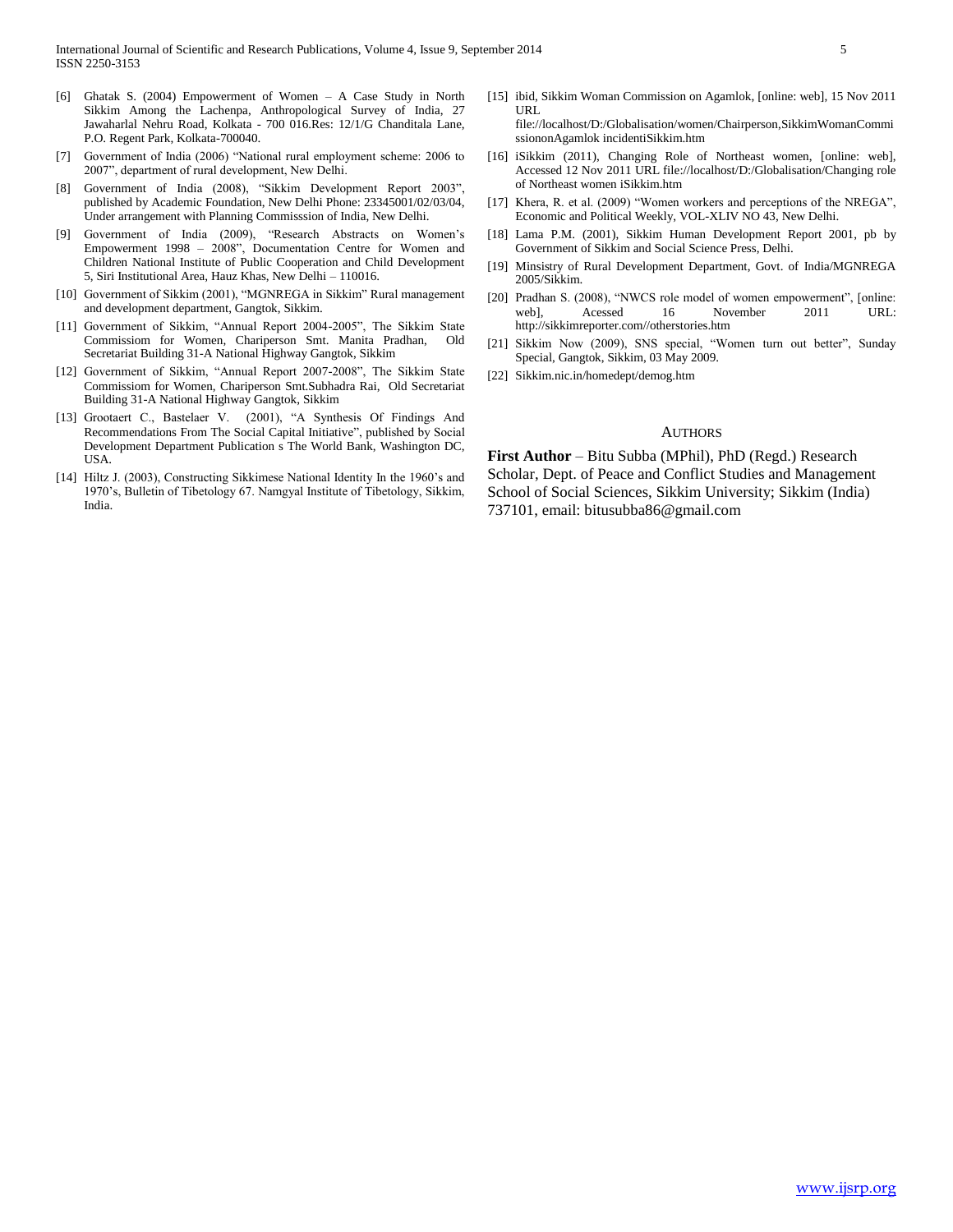[6] Ghatak S. (2004) Empowerment of Women – A Case Study in North Sikkim Among the Lachenpa, Anthropological Survey of India, 27 Jawaharlal Nehru Road, Kolkata - 700 016.Res: 12/1/G Chanditala Lane, P.O. Regent Park, Kolkata-700040.

[7] Government of India (2006) "National rural employment scheme: 2006 to 2007", department of rural development, New Delhi.

[8] Government of India (2008), "Sikkim Development Report 2003", published by Academic Foundation, New Delhi Phone: 23345001/02/03/04, Under arrangement with Planning Commisssion of India, New Delhi.

[9] Government of India (2009), "Research Abstracts on Women's Empowerment 1998 – 2008", Documentation Centre for Women and Children National Institute of Public Cooperation and Child Development 5, Siri Institutional Area, Hauz Khas, New Delhi – 110016.

[10] Government of Sikkim (2001), "MGNREGA in Sikkim" Rural management and development department, Gangtok, Sikkim.

[11] Government of Sikkim, "Annual Report 2004-2005", The Sikkim State Commissiom for Women, Chariperson Smt. Manita Pradhan, Old Secretariat Building 31-A National Highway Gangtok, Sikkim

[12] Government of Sikkim, "Annual Report 2007-2008", The Sikkim State Commissiom for Women, Chariperson Smt.Subhadra Rai, Old Secretariat Building 31-A National Highway Gangtok, Sikkim

[13] Grootaert C., Bastelaer V. (2001), "A Synthesis Of Findings And Recommendations From The Social Capital Initiative", published by Social Development Department Publication s The World Bank, Washington DC, USA.

[14] Hiltz J. (2003), Constructing Sikkimese National Identity In the 1960's and 1970's, Bulletin of Tibetology 67. Namgyal Institute of Tibetology, Sikkim, India.

[15] ibid, Sikkim Woman Commission on Agamlok, [online: web], 15 Nov 2011 URL file://localhost/D:/Globalisation/women/Chairperson,SikkimWomanCommissiononAgamlok incidentiSikkim.htm

[16] iSikkim (2011), Changing Role of Northeast women, [online: web], Accessed 12 Nov 2011 URL file://localhost/D:/Globalisation/Changing role of Northeast women iSikkim.htm

[17] Khera, R. et al. (2009) "Women workers and perceptions of the NREGA", Economic and Political Weekly, VOL-XLIV NO 43, New Delhi.

[18] Lama P.M. (2001), Sikkim Human Development Report 2001, pb by Government of Sikkim and Social Science Press, Delhi.

[19] Minsistry of Rural Development Department, Govt. of India/MGNREGA 2005/Sikkim.

[20] Pradhan S. (2008), "NWCS role model of women empowerment", [online: web], Acessed 16 November 2011 URL: http://sikkimreporter.com//otherstories.htm

[21] Sikkim Now (2009), SNS special, "Women turn out better", Sunday Special, Gangtok, Sikkim, 03 May 2009.

[22] Sikkim.nic.in/homedept/demog.htm

## AUTHORS

**First Author** – Bitu Subba (MPhil), PhD (Regd.) Research Scholar, Dept. of Peace and Conflict Studies and Management School of Social Sciences, Sikkim University; Sikkim (India) 737101, email: bitusubba86@gmail.com